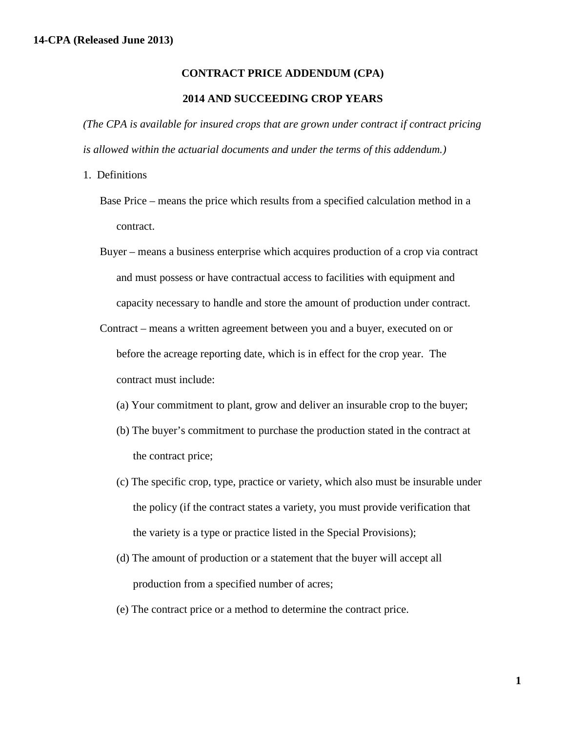**14-CPA (Released June 2013)**

# CONTRACT PRICE ADDENDUM (CPA)

## 2014 AND SUCCEEDING CROP YEARS

*(The CPA is available for insured crops that are grown under contract if contract pricing is allowed within the actuarial documents and under the terms of this addendum.)*

1. Definitions

   Base Price – means the price which results from a specified calculation method in a contract.

   Buyer – means a business enterprise which acquires production of a crop via contract and must possess or have contractual access to facilities with equipment and capacity necessary to handle and store the amount of production under contract.

   Contract – means a written agreement between you and a buyer, executed on or before the acreage reporting date, which is in effect for the crop year. The contract must include:

   (a) Your commitment to plant, grow and deliver an insurable crop to the buyer;

   (b) The buyer's commitment to purchase the production stated in the contract at the contract price;

   (c) The specific crop, type, practice or variety, which also must be insurable under the policy (if the contract states a variety, you must provide verification that the variety is a type or practice listed in the Special Provisions);

   (d) The amount of production or a statement that the buyer will accept all production from a specified number of acres;

   (e) The contract price or a method to determine the contract price.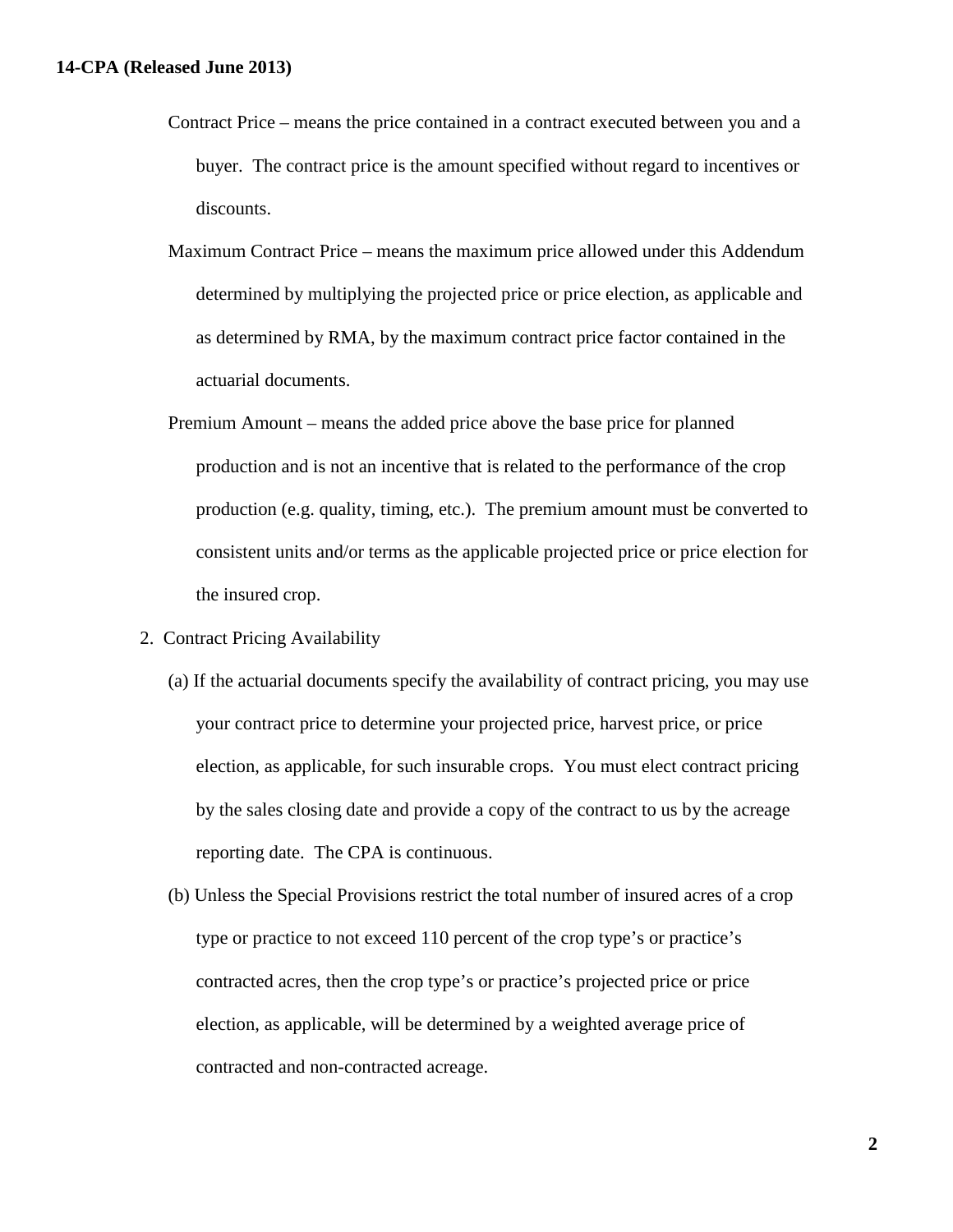Contract Price – means the price contained in a contract executed between you and a buyer. The contract price is the amount specified without regard to incentives or discounts.

Maximum Contract Price – means the maximum price allowed under this Addendum determined by multiplying the projected price or price election, as applicable and as determined by RMA, by the maximum contract price factor contained in the actuarial documents.

Premium Amount – means the added price above the base price for planned production and is not an incentive that is related to the performance of the crop production (e.g. quality, timing, etc.). The premium amount must be converted to consistent units and/or terms as the applicable projected price or price election for the insured crop.

2. Contract Pricing Availability

(a) If the actuarial documents specify the availability of contract pricing, you may use your contract price to determine your projected price, harvest price, or price election, as applicable, for such insurable crops. You must elect contract pricing by the sales closing date and provide a copy of the contract to us by the acreage reporting date. The CPA is continuous.

(b) Unless the Special Provisions restrict the total number of insured acres of a crop type or practice to not exceed 110 percent of the crop type's or practice's contracted acres, then the crop type's or practice's projected price or price election, as applicable, will be determined by a weighted average price of contracted and non-contracted acreage.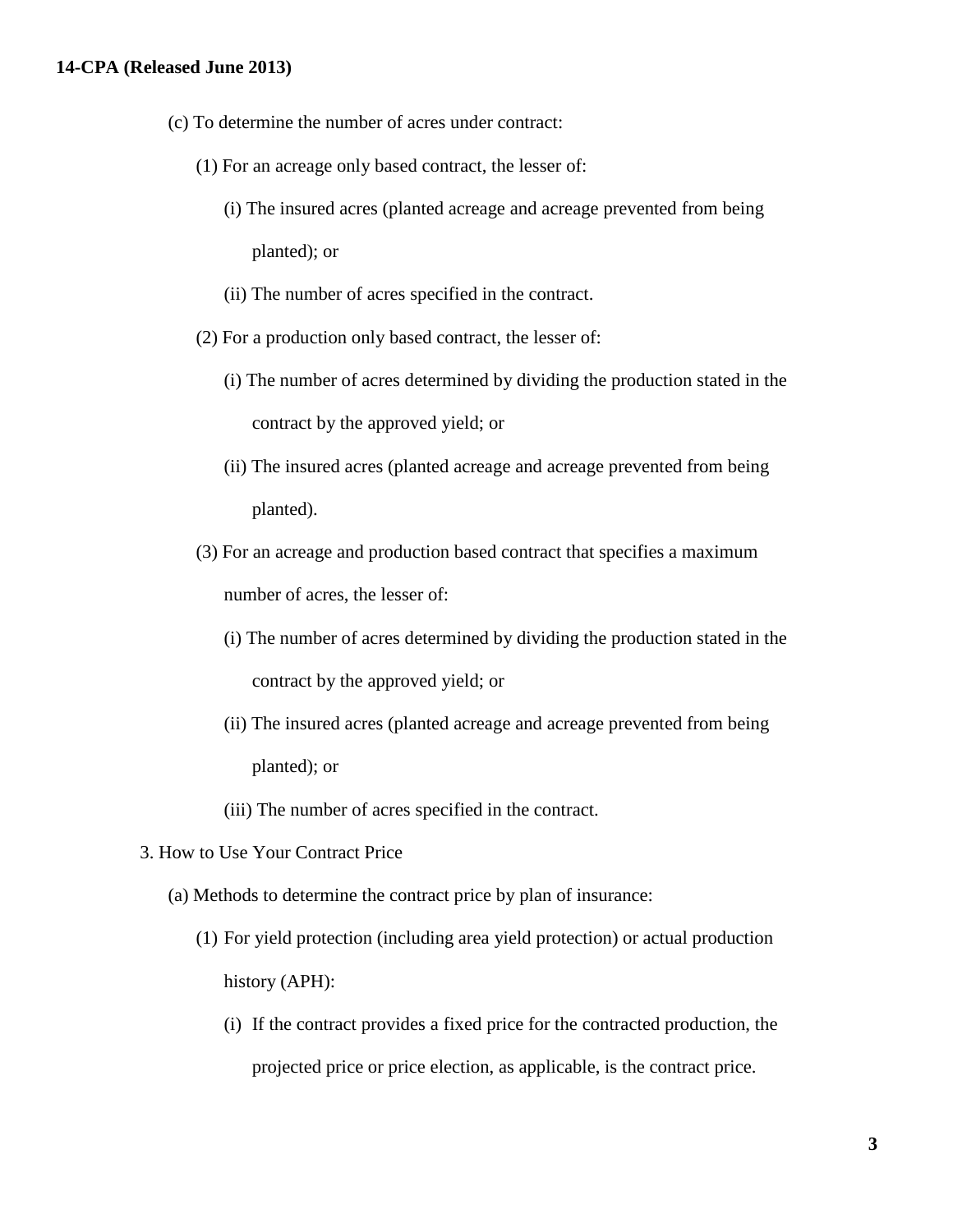(c) To determine the number of acres under contract:

(1) For an acreage only based contract, the lesser of:

(i) The insured acres (planted acreage and acreage prevented from being planted); or

(ii) The number of acres specified in the contract.

(2) For a production only based contract, the lesser of:

(i) The number of acres determined by dividing the production stated in the contract by the approved yield; or

(ii) The insured acres (planted acreage and acreage prevented from being planted).

(3) For an acreage and production based contract that specifies a maximum number of acres, the lesser of:

(i) The number of acres determined by dividing the production stated in the contract by the approved yield; or

(ii) The insured acres (planted acreage and acreage prevented from being planted); or

(iii) The number of acres specified in the contract.

3. How to Use Your Contract Price

(a) Methods to determine the contract price by plan of insurance:

(1) For yield protection (including area yield protection) or actual production history (APH):

(i) If the contract provides a fixed price for the contracted production, the projected price or price election, as applicable, is the contract price.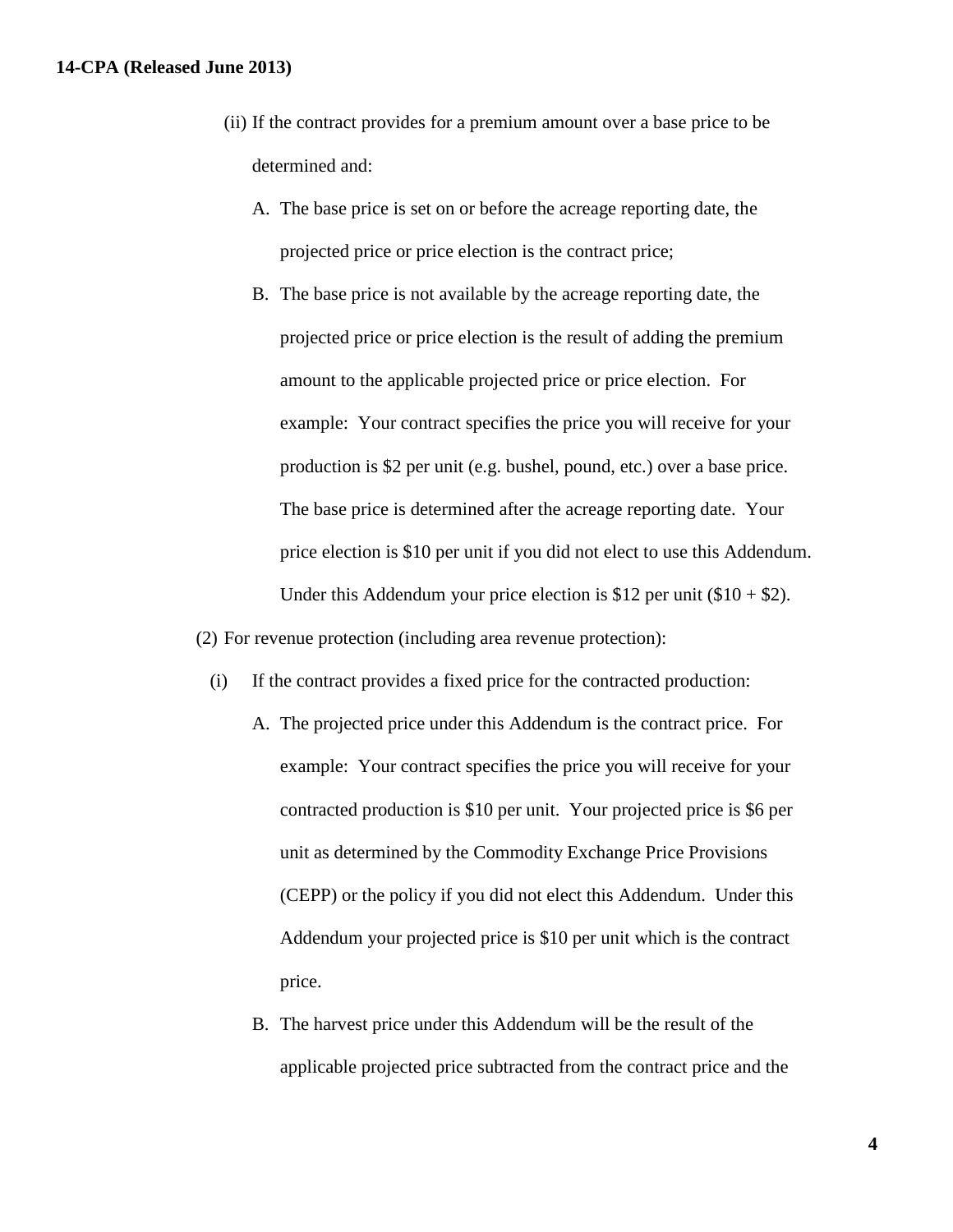(ii) If the contract provides for a premium amount over a base price to be determined and:

A. The base price is set on or before the acreage reporting date, the projected price or price election is the contract price;

B. The base price is not available by the acreage reporting date, the projected price or price election is the result of adding the premium amount to the applicable projected price or price election. For example: Your contract specifies the price you will receive for your production is $2 per unit (e.g. bushel, pound, etc.) over a base price. The base price is determined after the acreage reporting date. Your price election is $10 per unit if you did not elect to use this Addendum. Under this Addendum your price election is $12 per unit ($10 + $2).

(2) For revenue protection (including area revenue protection):

(i) If the contract provides a fixed price for the contracted production:

A. The projected price under this Addendum is the contract price. For example: Your contract specifies the price you will receive for your contracted production is $10 per unit. Your projected price is $6 per unit as determined by the Commodity Exchange Price Provisions (CEPP) or the policy if you did not elect this Addendum. Under this Addendum your projected price is $10 per unit which is the contract price.

B. The harvest price under this Addendum will be the result of the applicable projected price subtracted from the contract price and the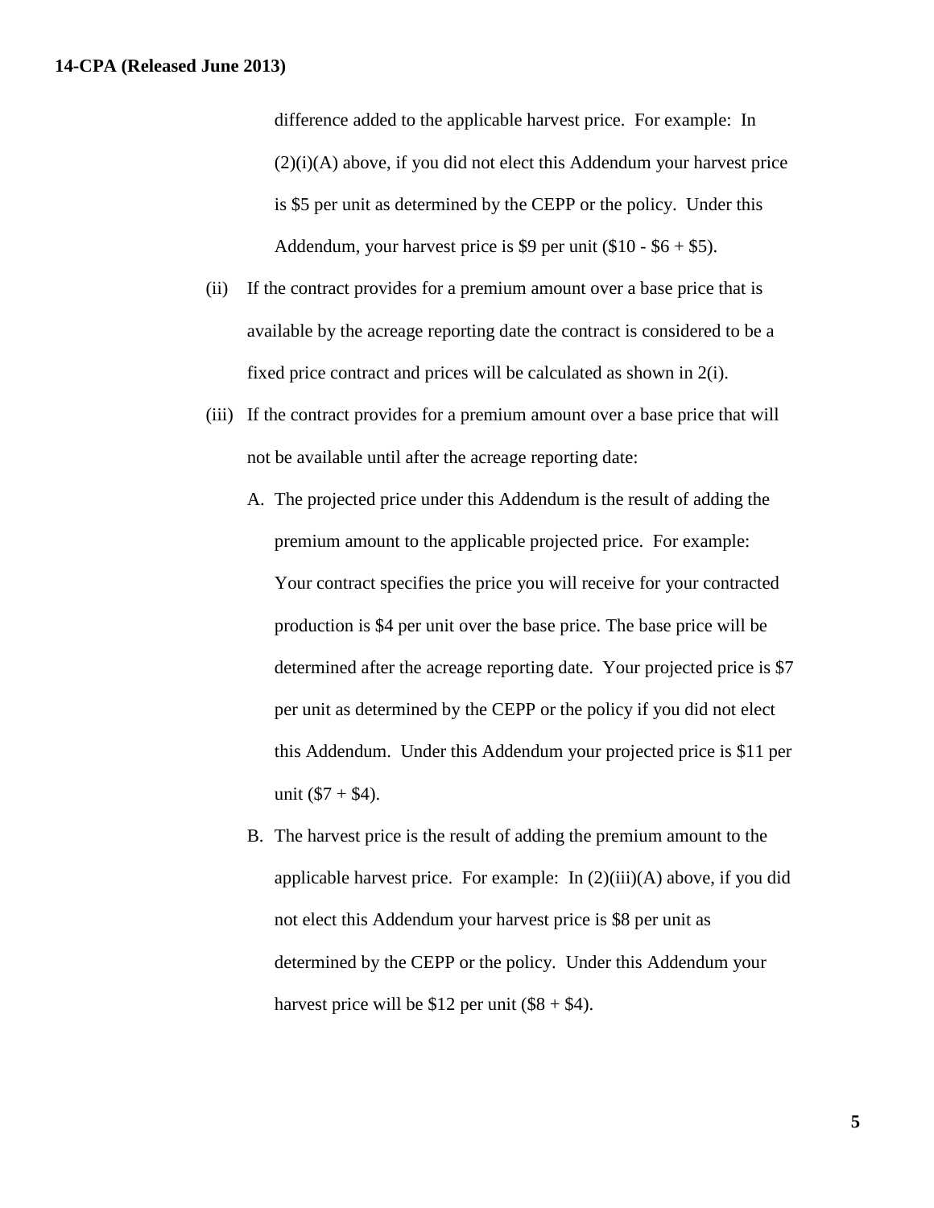difference added to the applicable harvest price. For example: In (2)(i)(A) above, if you did not elect this Addendum your harvest price is \$5 per unit as determined by the CEPP or the policy. Under this Addendum, your harvest price is \$9 per unit (\$10 - \$6 + \$5).

(ii) If the contract provides for a premium amount over a base price that is available by the acreage reporting date the contract is considered to be a fixed price contract and prices will be calculated as shown in 2(i).

(iii) If the contract provides for a premium amount over a base price that will not be available until after the acreage reporting date:

A. The projected price under this Addendum is the result of adding the premium amount to the applicable projected price. For example: Your contract specifies the price you will receive for your contracted production is \$4 per unit over the base price. The base price will be determined after the acreage reporting date. Your projected price is \$7 per unit as determined by the CEPP or the policy if you did not elect this Addendum. Under this Addendum your projected price is \$11 per unit (\$7 + \$4).

B. The harvest price is the result of adding the premium amount to the applicable harvest price. For example: In (2)(iii)(A) above, if you did not elect this Addendum your harvest price is \$8 per unit as determined by the CEPP or the policy. Under this Addendum your harvest price will be \$12 per unit (\$8 + \$4).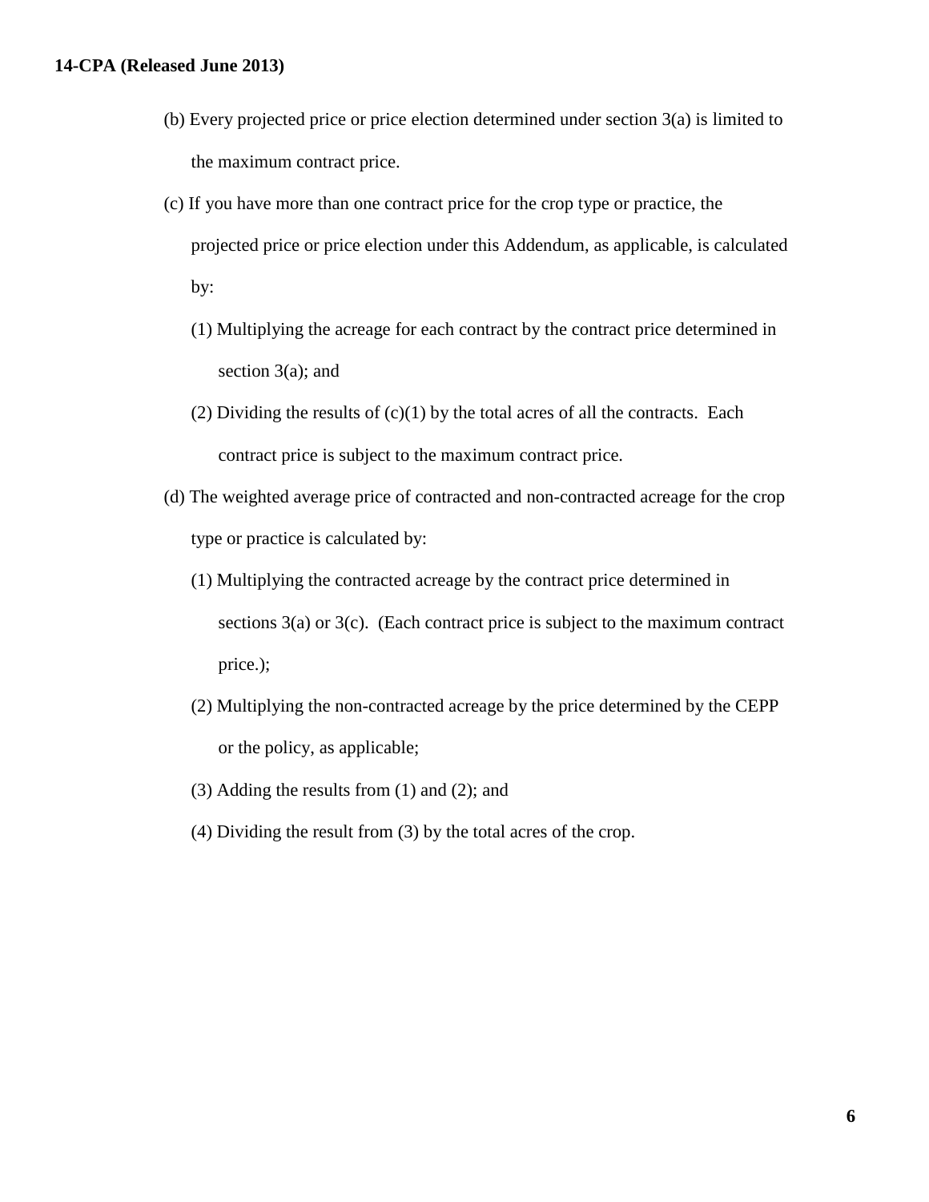(b) Every projected price or price election determined under section 3(a) is limited to the maximum contract price.

(c) If you have more than one contract price for the crop type or practice, the projected price or price election under this Addendum, as applicable, is calculated by:

(1) Multiplying the acreage for each contract by the contract price determined in section 3(a); and

(2) Dividing the results of (c)(1) by the total acres of all the contracts. Each contract price is subject to the maximum contract price.

(d) The weighted average price of contracted and non-contracted acreage for the crop type or practice is calculated by:

(1) Multiplying the contracted acreage by the contract price determined in sections 3(a) or 3(c). (Each contract price is subject to the maximum contract price.);

(2) Multiplying the non-contracted acreage by the price determined by the CEPP or the policy, as applicable;

(3) Adding the results from (1) and (2); and

(4) Dividing the result from (3) by the total acres of the crop.